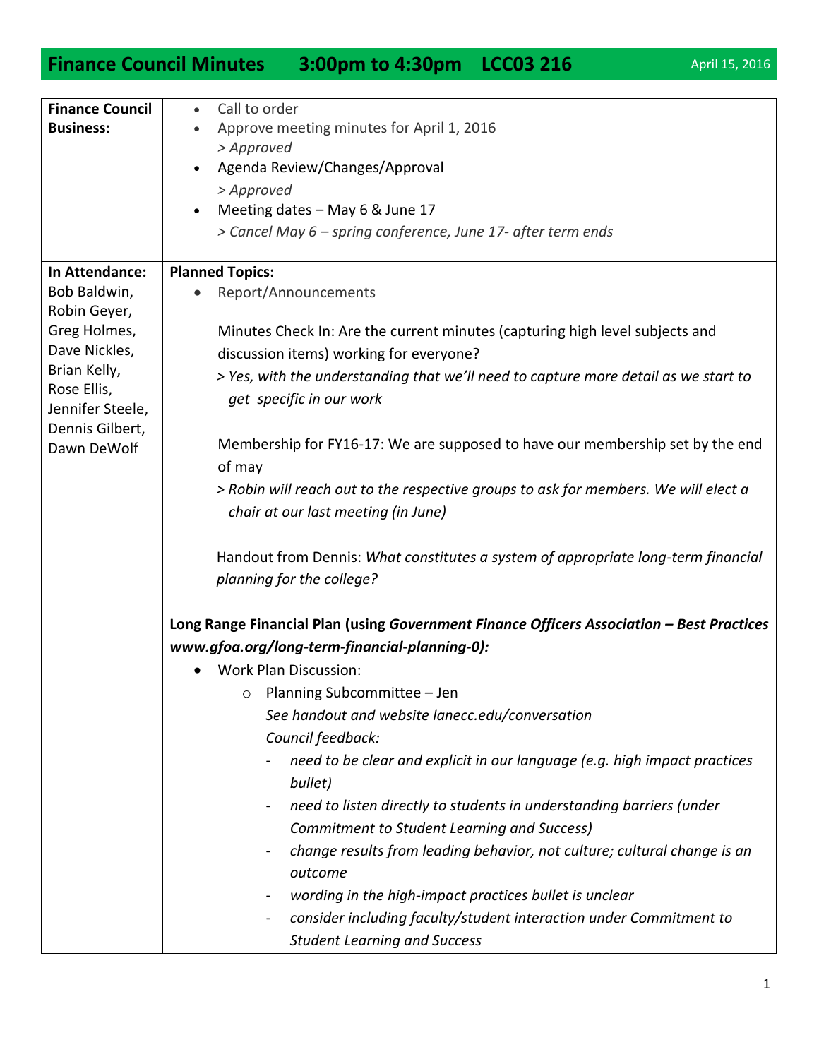# Finance Council Minutes 3:00pm to 4:30pm LCC03 216

April 15, 2016

| **Finance Council Business:** | <ul><li>Call to order</li><li>Approve meeting minutes for April 1, 2016<br>*> Approved*</li><li>Agenda Review/Changes/Approval<br>*> Approved*</li><li>Meeting dates – May 6 & June 17<br>*> Cancel May 6 – spring conference, June 17- after term ends*</li></ul> |
|---|---|
| **In Attendance:**<br>Bob Baldwin, Robin Geyer, Greg Holmes, Dave Nickles, Brian Kelly, Rose Ellis, Jennifer Steele, Dennis Gilbert, Dawn DeWolf | **Planned Topics:**<ul><li>Report/Announcements</li></ul>Minutes Check In: Are the current minutes (capturing high level subjects and discussion items) working for everyone?<br>*> Yes, with the understanding that we'll need to capture more detail as we start to get specific in our work*<br><br>Membership for FY16-17: We are supposed to have our membership set by the end of may<br>*> Robin will reach out to the respective groups to ask for members. We will elect a chair at our last meeting (in June)*<br><br>Handout from Dennis: *What constitutes a system of appropriate long-term financial planning for the college?*<br><br>**Long Range Financial Plan (using *Government Finance Officers Association – Best Practices www.gfoa.org/long-term-financial-planning-0*):**<ul><li>Work Plan Discussion:<ul><li>Planning Subcommittee – Jen<br>*See handout and website lanecc.edu/conversation*<br>*Council feedback:*<br>- *need to be clear and explicit in our language (e.g. high impact practices bullet)*<br>- *need to listen directly to students in understanding barriers (under Commitment to Student Learning and Success)*<br>- *change results from leading behavior, not culture; cultural change is an outcome*<br>- *wording in the high-impact practices bullet is unclear*<br>- *consider including faculty/student interaction under Commitment to Student Learning and Success*</li></ul></li></ul> |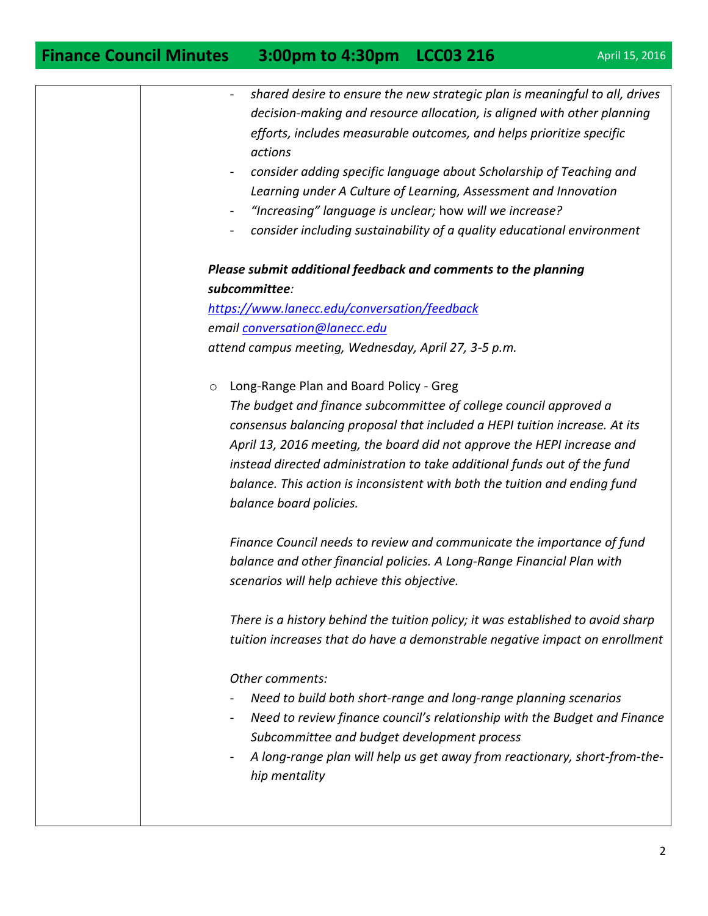- *shared desire to ensure the new strategic plan is meaningful to all, drives decision-making and resource allocation, is aligned with other planning efforts, includes measurable outcomes, and helps prioritize specific actions*
- *consider adding specific language about Scholarship of Teaching and Learning under A Culture of Learning, Assessment and Innovation*
- *"Increasing" language is unclear;* how *will we increase?*
- *consider including sustainability of a quality educational environment*

***Please submit additional feedback and comments to the planning subcommittee**:*
*https://www.lanecc.edu/conversation/feedback*
*email conversation@lanecc.edu*
*attend campus meeting, Wednesday, April 27, 3-5 p.m.*

- Long-Range Plan and Board Policy - Greg

  *The budget and finance subcommittee of college council approved a consensus balancing proposal that included a HEPI tuition increase. At its April 13, 2016 meeting, the board did not approve the HEPI increase and instead directed administration to take additional funds out of the fund balance. This action is inconsistent with both the tuition and ending fund balance board policies.*

  *Finance Council needs to review and communicate the importance of fund balance and other financial policies. A Long-Range Financial Plan with scenarios will help achieve this objective.*

  *There is a history behind the tuition policy; it was established to avoid sharp tuition increases that do have a demonstrable negative impact on enrollment*

  *Other comments:*
  - *Need to build both short-range and long-range planning scenarios*
  - *Need to review finance council's relationship with the Budget and Finance Subcommittee and budget development process*
  - *A long-range plan will help us get away from reactionary, short-from-the-hip mentality*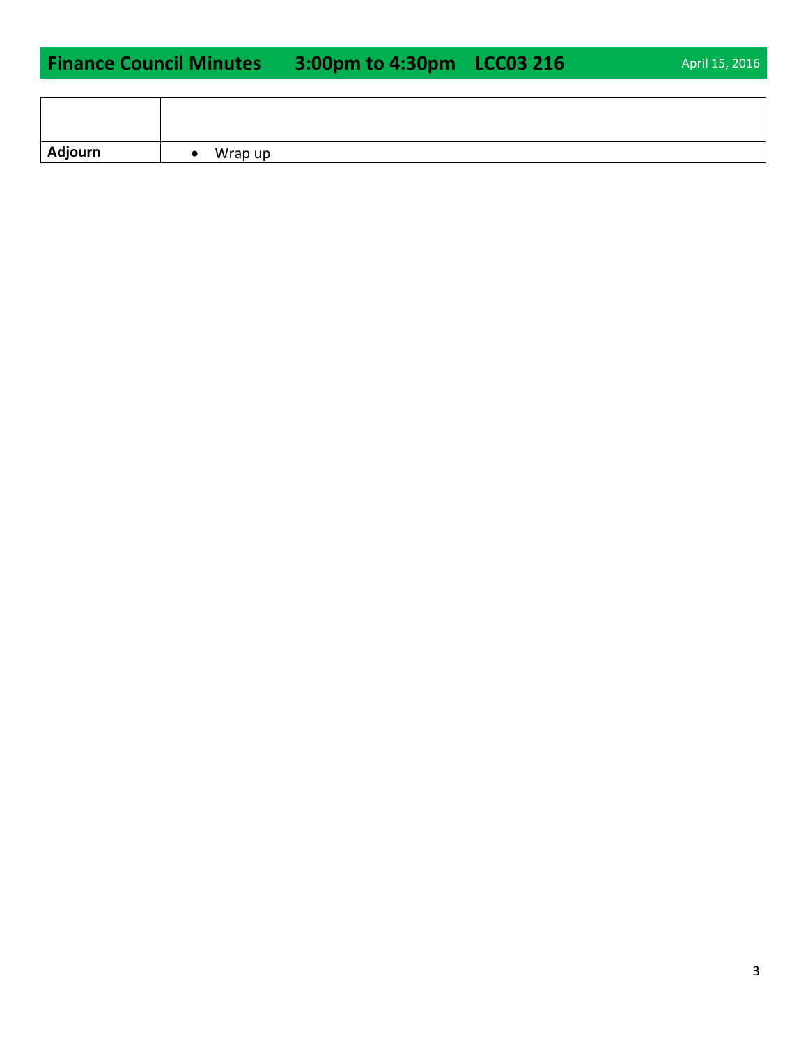| | |
|---|---|
| | |
| **Adjourn** | • Wrap up |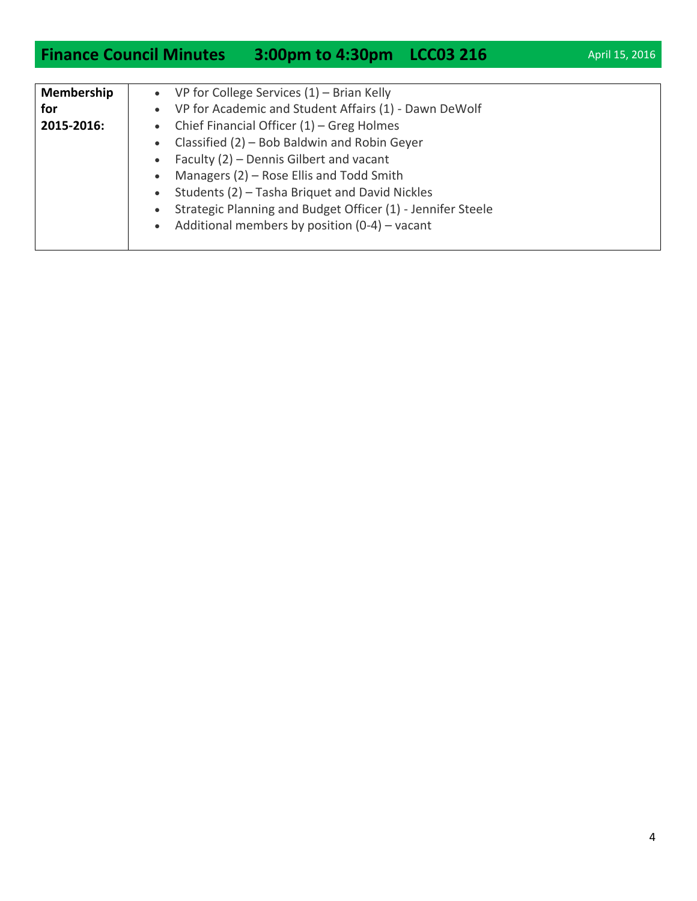# Finance Council Minutes 3:00pm to 4:30pm LCC03 216

April 15, 2016

| | |
|---|---|
| **Membership for 2015-2016:** | • VP for College Services (1) – Brian Kelly<br>• VP for Academic and Student Affairs (1) - Dawn DeWolf<br>• Chief Financial Officer (1) – Greg Holmes<br>• Classified (2) – Bob Baldwin and Robin Geyer<br>• Faculty (2) – Dennis Gilbert and vacant<br>• Managers (2) – Rose Ellis and Todd Smith<br>• Students (2) – Tasha Briquet and David Nickles<br>• Strategic Planning and Budget Officer (1) - Jennifer Steele<br>• Additional members by position (0-4) – vacant |